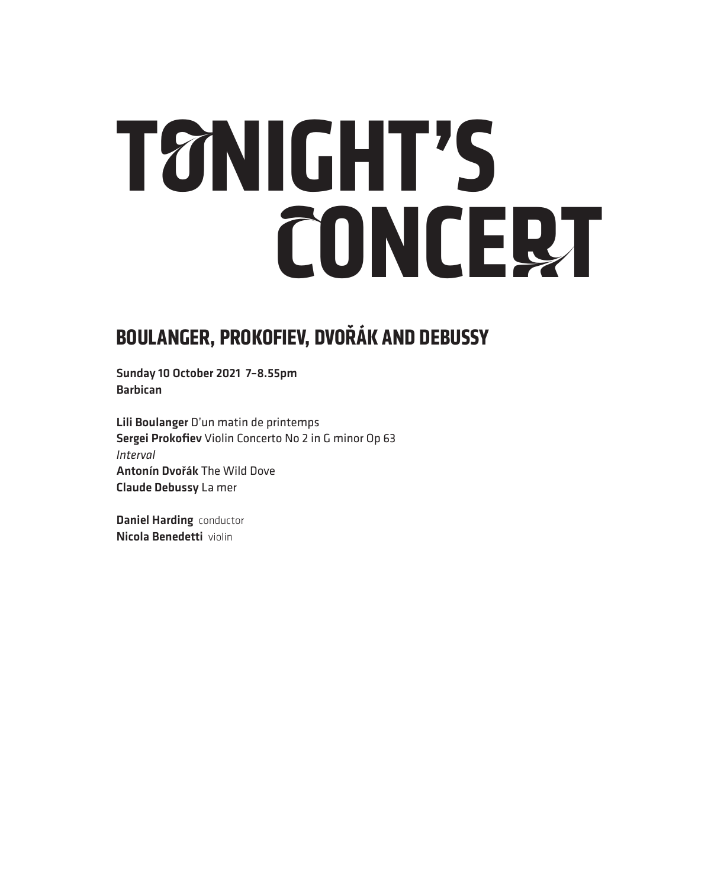# TONIGHT'S CONCERT

## BOULANGER, PROKOFIEV, DVOŘÁK AND DEBUSSY

**Sunday 10 October 2021 7–8.55pm**
**Barbican**

**Lili Boulanger** D'un matin de printemps
**Sergei Prokofiev** Violin Concerto No 2 in G minor Op 63
*Interval*
**Antonín Dvořák** The Wild Dove
**Claude Debussy** La mer

**Daniel Harding** conductor
**Nicola Benedetti** violin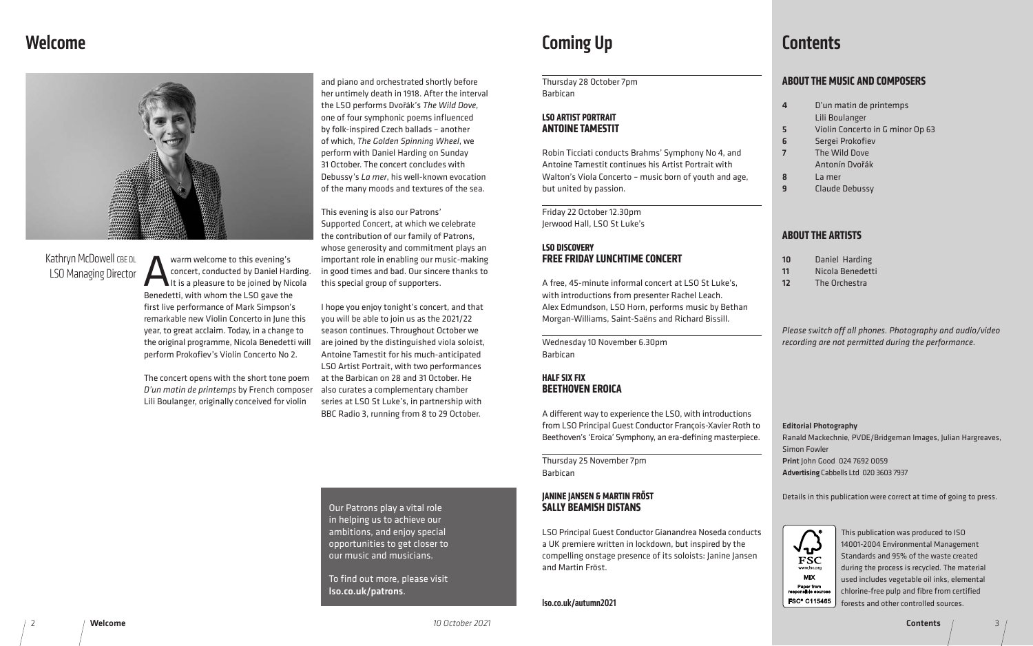# Welcome

Kathryn McDowell CBE DL
LSO Managing Director

A warm welcome to this evening's concert, conducted by Daniel Harding. It is a pleasure to be joined by Nicola Benedetti, with whom the LSO gave the first live performance of Mark Simpson's remarkable new Violin Concerto in June this year, to great acclaim. Today, in a change to the original programme, Nicola Benedetti will perform Prokofiev's Violin Concerto No 2.

The concert opens with the short tone poem *D'un matin de printemps* by French composer Lili Boulanger, originally conceived for violin and piano and orchestrated shortly before her untimely death in 1918. After the interval the LSO performs Dvořák's *The Wild Dove*, one of four symphonic poems influenced by folk-inspired Czech ballads – another of which, *The Golden Spinning Wheel*, we perform with Daniel Harding on Sunday 31 October. The concert concludes with Debussy's *La mer*, his well-known evocation of the many moods and textures of the sea.

This evening is also our Patrons' Supported Concert, at which we celebrate the contribution of our family of Patrons, whose generosity and commitment plays an important role in enabling our music-making in good times and bad. Our sincere thanks to this special group of supporters.

I hope you enjoy tonight's concert, and that you will be able to join us as the 2021/22 season continues. Throughout October we are joined by the distinguished viola soloist, Antoine Tamestit for his much-anticipated LSO Artist Portrait, with two performances at the Barbican on 28 and 31 October. He also curates a complementary chamber series at LSO St Luke's, in partnership with BBC Radio 3, running from 8 to 29 October.

Our Patrons play a vital role in helping us to achieve our ambitions, and enjoy special opportunities to get closer to our music and musicians.

To find out more, please visit **lso.co.uk/patrons**.

# Coming Up

Thursday 28 October 7pm
Barbican

### LSO ARTIST PORTRAIT
### ANTOINE TAMESTIT

Robin Ticciati conducts Brahms' Symphony No 4, and Antoine Tamestit continues his Artist Portrait with Walton's Viola Concerto – music born of youth and age, but united by passion.

Friday 22 October 12.30pm
Jerwood Hall, LSO St Luke's

### LSO DISCOVERY
### FREE FRIDAY LUNCHTIME CONCERT

A free, 45-minute informal concert at LSO St Luke's, with introductions from presenter Rachel Leach. Alex Edmundson, LSO Horn, performs music by Bethan Morgan-Williams, Saint-Saëns and Richard Bissill.

Wednesday 10 November 6.30pm
Barbican

### HALF SIX FIX
### BEETHOVEN EROICA

A different way to experience the LSO, with introductions from LSO Principal Guest Conductor François-Xavier Roth to Beethoven's 'Eroica' Symphony, an era-defining masterpiece.

Thursday 25 November 7pm
Barbican

### JANINE JANSEN & MARTIN FRÖST
### SALLY BEAMISH DISTANS

LSO Principal Guest Conductor Gianandrea Noseda conducts a UK premiere written in lockdown, but inspired by the compelling onstage presence of its soloists: Janine Jansen and Martin Fröst.

**lso.co.uk/autumn2021**

# Contents

### ABOUT THE MUSIC AND COMPOSERS

- **4** D'un matin de printemps
  Lili Boulanger
- **5** Violin Concerto in G minor Op 63
- **6** Sergei Prokofiev
- **7** The Wild Dove
  Antonín Dvořák
- **8** La mer
- **9** Claude Debussy

### ABOUT THE ARTISTS

- **10** Daniel Harding
- **11** Nicola Benedetti
- **12** The Orchestra

*Please switch off all phones. Photography and audio/video recording are not permitted during the performance.*

**Editorial Photography**
Ranald Mackechnie, PVDE/Bridgeman Images, Julian Hargreaves, Simon Fowler
**Print** John Good 024 7692 0059
**Advertising** Cabbells Ltd 020 3603 7937

Details in this publication were correct at time of going to press.

This publication was produced to ISO 14001-2004 Environmental Management Standards and 95% of the waste created during the process is recycled. The material used includes vegetable oil inks, elemental chlorine-free pulp and fibre from certified forests and other controlled sources.

FSC www.fsc.org MIX Paper from responsible sources FSC® C115465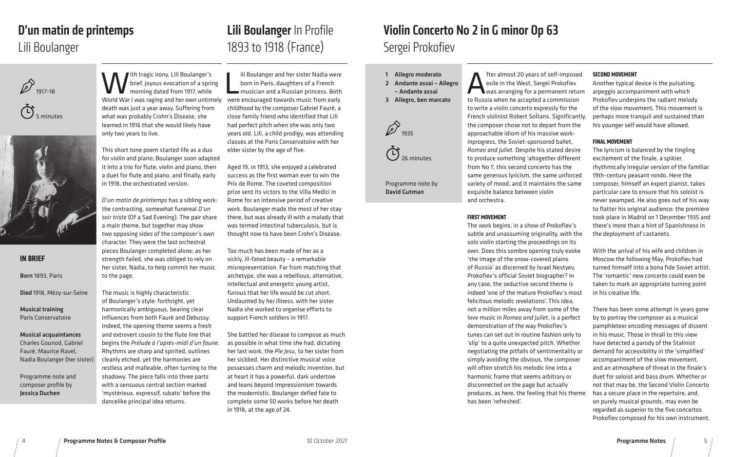# D'un matin de printemps
Lili Boulanger

1917–18

5 minutes

**IN BRIEF**

**Born** 1893, Paris

**Died** 1918, Mézy-sur-Seine

**Musical training**
Paris Conservatoire

**Musical acquaintances**
Charles Gounod, Gabriel Fauré, Maurice Ravel, Nadia Boulanger (her sister)

Programme note and composer profile by **Jessica Duchen**

With tragic irony, Lili Boulanger's brief, joyous evocation of a spring morning dated from 1917, while World War I was raging and her own untimely death was just a year away. Suffering from what was probably Crohn's Disease, she learned in 1916 that she would likely have only two years to live.

This short tone poem started life as a duo for violin and piano; Boulanger soon adapted it into a trio for flute, violin and piano, then a duet for flute and piano, and finally, early in 1918, the orchestrated version.

*D'un matin de printemps* has a sibling work: the contrasting, somewhat funereal *D'un soir triste* (Of a Sad Evening). The pair share a main theme, but together may show two opposing sides of the composer's own character. They were the last orchestral pieces Boulanger completed alone; as her strength failed, she was obliged to rely on her sister, Nadia, to help commit her music to the page.

The music is highly characteristic of Boulanger's style: forthright, yet harmonically ambiguous, bearing clear influences from both Fauré and Debussy. Indeed, the opening theme seems a fresh and extrovert cousin to the flute line that begins the *Prélude à l'après-midi d'un faune*. Rhythms are sharp and spirited, outlines cleanly etched, yet the harmonies are restless and malleable, often turning to the shadowy. The piece falls into three parts with a sensuous central section marked 'mystérieux, expressif, rubato' before the dancelike principal idea returns.

# Lili Boulanger In Profile
1893 to 1918 (France)

Lili Boulanger and her sister Nadia were born in Paris, daughters of a French musician and a Russian princess. Both were encouraged towards music from early childhood by the composer Gabriel Fauré, a close family friend who identified that Lili had perfect pitch when she was only two years old. Lili, a child prodigy, was attending classes at the Paris Conservatoire with her elder sister by the age of five.

Aged 19, in 1913, she enjoyed a celebrated success as the first woman ever to win the Prix de Rome. The coveted composition prize sent its victors to the Villa Medici in Rome for an intensive period of creative work. Boulanger made the most of her stay there, but was already ill with a malady that was termed intestinal tuberculosis, but is thought now to have been Crohn's Disease.

Too much has been made of her as a sickly, ill-fated beauty – a remarkable misrepresentation. Far from matching that archetype, she was a rebellious, alternative, intellectual and energetic young artist, furious that her life would be cut short. Undaunted by her illness, with her sister Nadia she worked to organise efforts to support French soldiers in 1917.

She battled her disease to compose as much as possible in what time she had, dictating her last work, the *Pie Jesu*, to her sister from her sickbed. Her distinctive musical voice possesses charm and melodic invention, but at heart it has a powerful, dark undertow and leans beyond Impressionism towards the modernistic. Boulanger defied fate to complete some 50 works before her death in 1918, at the age of 24.

# Violin Concerto No 2 in G minor Op 63
Sergei Prokofiev

1. **Allegro moderato**
2. **Andante assai – Allegro – Andante assai**
3. **Allegro, ben marcato**

1935

26 minutes

Programme note by **David Gutman**

After almost 20 years of self-imposed exile in the West, Sergei Prokofiev was arranging for a permanent return to Russia when he accepted a commission to write a violin concerto expressly for the French violinist Robert SoÎtans. Significantly, the composer chose not to depart from the approachable idiom of his massive work-inprogress, the Soviet-sponsored ballet, *Romeo and Juliet*. Despite his stated desire to produce something 'altogether different from No 1', this second concerto has the same generous lyricism, the same unforced variety of mood, and it maintains the same exquisite balance between violin and orchestra.

**FIRST MOVEMENT**

The work begins, in a show of Prokofiev's subtle and unassuming originality, with the solo violin starting the proceedings on its own. Does this sombre opening truly evoke 'the image of the snow-covered plains of Russia' as discerned by Israel Nestyev, Prokofiev's official Soviet biographer? In any case, the seductive second theme is indeed 'one of the mature Prokofiev's most felicitous melodic revelations'. This idea, not a million miles away from some of the love music in *Romeo and Juliet*, is a perfect demonstration of the way Prokofiev's tunes can set out in routine fashion only to 'slip' to a quite unexpected pitch. Whether negotiating the pitfalls of sentimentality or simply avoiding the obvious, the composer will often stretch his melodic line into a harmonic frame that seems arbitrary or disconnected on the page but actually produces, as here, the feeling that his theme has been 'refreshed'.

**SECOND MOVEMENT**

Another typical device is the pulsating, arpeggio accompaniment with which Prokofiev underpins the radiant melody of the slow movement. This movement is perhaps more tranquil and sustained than his younger self would have allowed.

**FINAL MOVEMENT**

The lyricism is balanced by the tingling excitement of the finale, a spikier, rhythmically irregular version of the familiar 19th-century peasant rondo. Here the composer, himself an expert pianist, takes particular care to ensure that his soloist is never swamped. He also goes out of his way to flatter his original audience: the premiere took place in Madrid on 1 December 1935 and there's more than a hint of Spanishness in the deployment of castanets.

With the arrival of his wife and children in Moscow the following May, Prokofiev had turned himself into a bona fide Soviet artist. The 'romantic' new concerto could even be taken to mark an appropriate turning point in his creative life.

There has been some attempt in years gone by to portray the composer as a musical pamphleteer encoding messages of dissent in his music. Those in thrall to this view have detected a parody of the Stalinist demand for accessibility in the 'simplified' accompaniment of the slow movement, and an atmosphere of threat in the finale's duet for soloist and bass drum. Whether or not that may be, the Second Violin Concerto has a secure place in the repertoire, and, on purely musical grounds, may even be regarded as superior to the five concertos Prokofiev composed for his own instrument.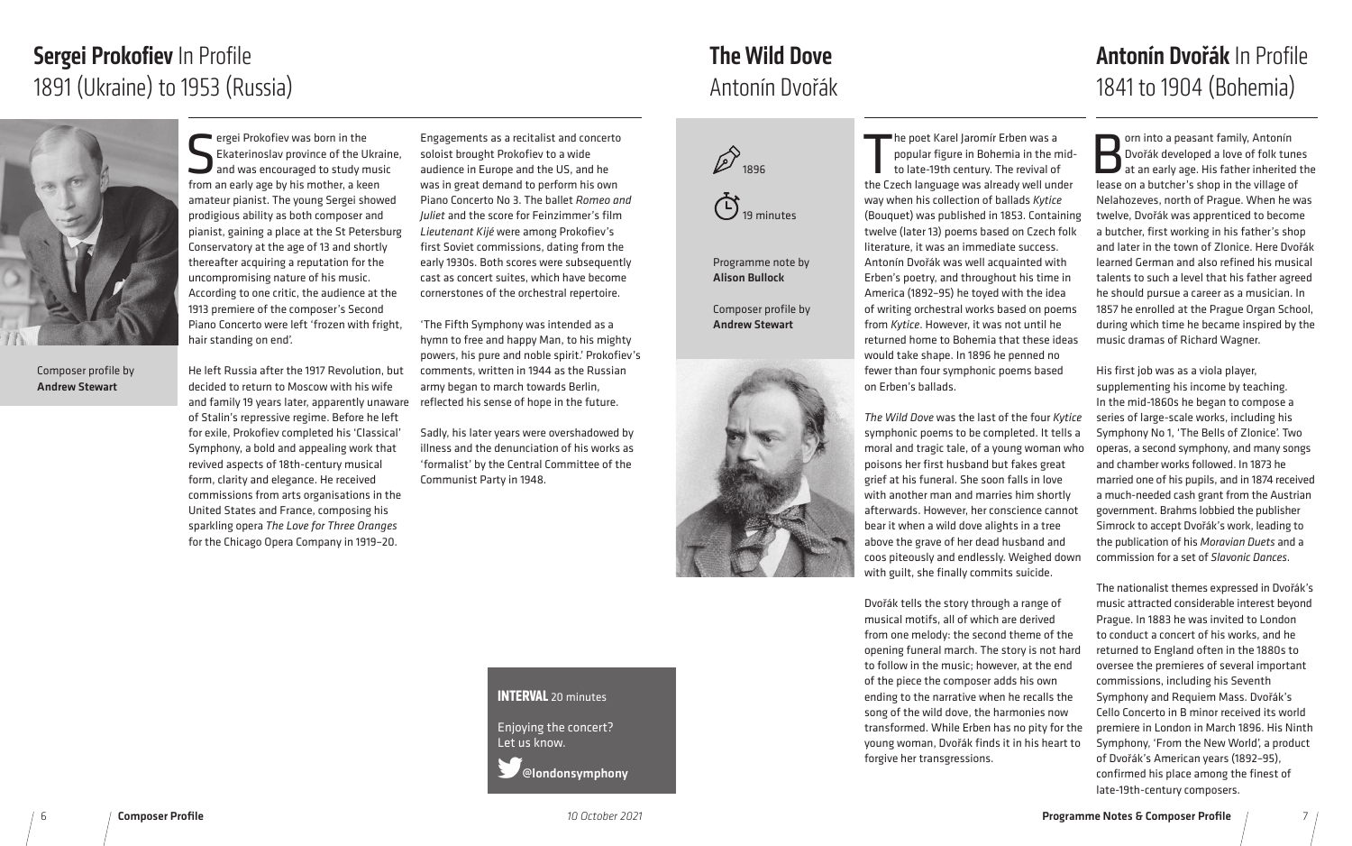## Sergei Prokofiev In Profile
1891 (Ukraine) to 1953 (Russia)

Composer profile by **Andrew Stewart**

Sergei Prokofiev was born in the Ekaterinoslav province of the Ukraine, and was encouraged to study music from an early age by his mother, a keen amateur pianist. The young Sergei showed prodigious ability as both composer and pianist, gaining a place at the St Petersburg Conservatory at the age of 13 and shortly thereafter acquiring a reputation for the uncompromising nature of his music. According to one critic, the audience at the 1913 premiere of the composer's Second Piano Concerto were left 'frozen with fright, hair standing on end'.

He left Russia after the 1917 Revolution, but decided to return to Moscow with his wife and family 19 years later, apparently unaware of Stalin's repressive regime. Before he left for exile, Prokofiev completed his 'Classical' Symphony, a bold and appealing work that revived aspects of 18th-century musical form, clarity and elegance. He received commissions from arts organisations in the United States and France, composing his sparkling opera *The Love for Three Oranges* for the Chicago Opera Company in 1919–20.

Engagements as a recitalist and concerto soloist brought Prokofiev to a wide audience in Europe and the US, and he was in great demand to perform his own Piano Concerto No 3. The ballet *Romeo and Juliet* and the score for Feinzimmer's film *Lieutenant Kijé* were among Prokofiev's first Soviet commissions, dating from the early 1930s. Both scores were subsequently cast as concert suites, which have become cornerstones of the orchestral repertoire.

'The Fifth Symphony was intended as a hymn to free and happy Man, to his mighty powers, his pure and noble spirit.' Prokofiev's comments, written in 1944 as the Russian army began to march towards Berlin, reflected his sense of hope in the future.

Sadly, his later years were overshadowed by illness and the denunciation of his works as 'formalist' by the Central Committee of the Communist Party in 1948.

**INTERVAL** 20 minutes

Enjoying the concert? Let us know.

@londonsymphony

## The Wild Dove
Antonín Dvořák

1896

19 minutes

Programme note by **Alison Bullock**

Composer profile by **Andrew Stewart**

The poet Karel Jaromír Erben was a popular figure in Bohemia in the mid- to late-19th century. The revival of the Czech language was already well under way when his collection of ballads *Kytice* (Bouquet) was published in 1853. Containing twelve (later 13) poems based on Czech folk literature, it was an immediate success. Antonín Dvořák was well acquainted with Erben's poetry, and throughout his time in America (1892–95) he toyed with the idea of writing orchestral works based on poems from *Kytice*. However, it was not until he returned home to Bohemia that these ideas would take shape. In 1896 he penned no fewer than four symphonic poems based on Erben's ballads.

*The Wild Dove* was the last of the four *Kytice* symphonic poems to be completed. It tells a moral and tragic tale, of a young woman who poisons her first husband but fakes great grief at his funeral. She soon falls in love with another man and marries him shortly afterwards. However, her conscience cannot bear it when a wild dove alights in a tree above the grave of her dead husband and coos piteously and endlessly. Weighed down with guilt, she finally commits suicide.

Dvořák tells the story through a range of musical motifs, all of which are derived from one melody: the second theme of the opening funeral march. The story is not hard to follow in the music; however, at the end of the piece the composer adds his own ending to the narrative when he recalls the song of the wild dove, the harmonies now transformed. While Erben has no pity for the young woman, Dvořák finds it in his heart to forgive her transgressions.

## Antonín Dvořák In Profile
1841 to 1904 (Bohemia)

Born into a peasant family, Antonín Dvořák developed a love of folk tunes at an early age. His father inherited the lease on a butcher's shop in the village of Nelahozeves, north of Prague. When he was twelve, Dvořák was apprenticed to become a butcher, first working in his father's shop and later in the town of Zlonice. Here Dvořák learned German and also refined his musical talents to such a level that his father agreed he should pursue a career as a musician. In 1857 he enrolled at the Prague Organ School, during which time he became inspired by the music dramas of Richard Wagner.

His first job was as a viola player, supplementing his income by teaching. In the mid-1860s he began to compose a series of large-scale works, including his Symphony No 1, 'The Bells of Zlonice'. Two operas, a second symphony, and many songs and chamber works followed. In 1873 he married one of his pupils, and in 1874 received a much-needed cash grant from the Austrian government. Brahms lobbied the publisher Simrock to accept Dvořák's work, leading to the publication of his *Moravian Duets* and a commission for a set of *Slavonic Dances*.

The nationalist themes expressed in Dvořák's music attracted considerable interest beyond Prague. In 1883 he was invited to London to conduct a concert of his works, and he returned to England often in the 1880s to oversee the premieres of several important commissions, including his Seventh Symphony and Requiem Mass. Dvořák's Cello Concerto in B minor received its world premiere in London in March 1896. His Ninth Symphony, 'From the New World', a product of Dvořák's American years (1892–95), confirmed his place among the finest of late-19th-century composers.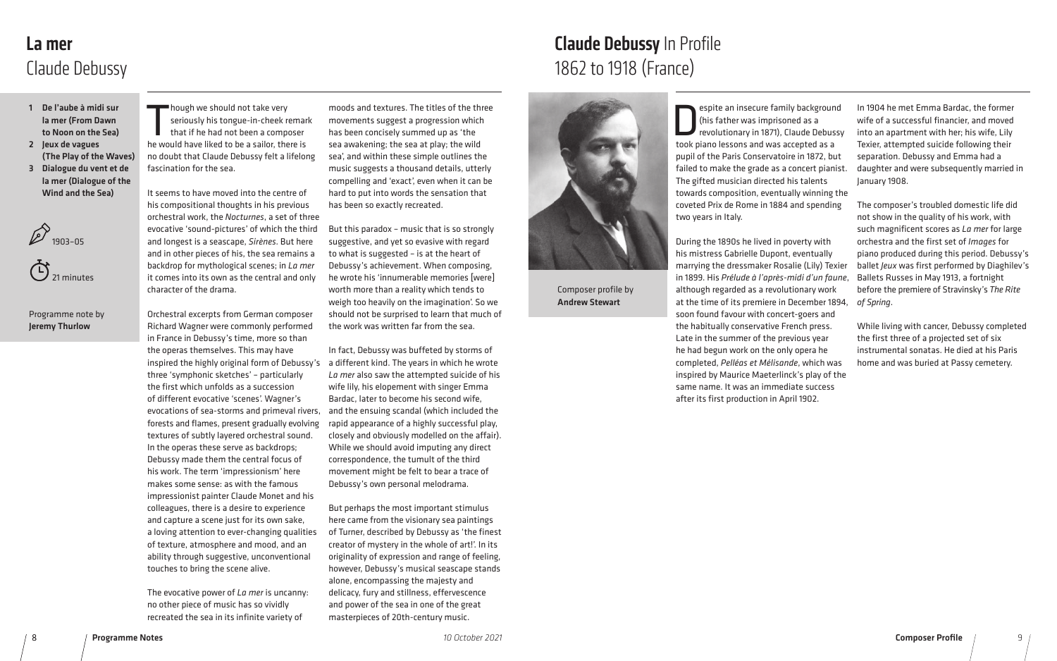# La mer

## Claude Debussy

1. **De l'aube à midi sur la mer (From Dawn to Noon on the Sea)**
2. **Jeux de vagues (The Play of the Waves)**
3. **Dialogue du vent et de la mer (Dialogue of the Wind and the Sea)**

1903–05

21 minutes

Programme note by **Jeremy Thurlow**

Though we should not take very seriously his tongue-in-cheek remark that if he had not been a composer he would have liked to be a sailor, there is no doubt that Claude Debussy felt a lifelong fascination for the sea.

It seems to have moved into the centre of his compositional thoughts in his previous orchestral work, the *Nocturnes*, a set of three evocative 'sound-pictures' of which the third and longest is a seascape, *Sirènes*. But here and in other pieces of his, the sea remains a backdrop for mythological scenes; in *La mer* it comes into its own as the central and only character of the drama.

Orchestral excerpts from German composer Richard Wagner were commonly performed in France in Debussy's time, more so than the operas themselves. This may have inspired the highly original form of Debussy's three 'symphonic sketches' – particularly the first which unfolds as a succession of different evocative 'scenes'. Wagner's evocations of sea-storms and primeval rivers, forests and flames, present gradually evolving textures of subtly layered orchestral sound. In the operas these serve as backdrops; Debussy made them the central focus of his work. The term 'impressionism' here makes some sense: as with the famous impressionist painter Claude Monet and his colleagues, there is a desire to experience and capture a scene just for its own sake, a loving attention to ever-changing qualities of texture, atmosphere and mood, and an ability through suggestive, unconventional touches to bring the scene alive.

The evocative power of *La mer* is uncanny: no other piece of music has so vividly recreated the sea in its infinite variety of moods and textures. The titles of the three movements suggest a progression which has been concisely summed up as 'the sea awakening; the sea at play; the wild sea', and within these simple outlines the music suggests a thousand details, utterly compelling and 'exact', even when it can be hard to put into words the sensation that has been so exactly recreated.

But this paradox – music that is so strongly suggestive, and yet so evasive with regard to what is suggested – is at the heart of Debussy's achievement. When composing, he wrote his 'innumerable memories [were] worth more than a reality which tends to weigh too heavily on the imagination'. So we should not be surprised to learn that much of the work was written far from the sea.

In fact, Debussy was buffeted by storms of a different kind. The years in which he wrote *La mer* also saw the attempted suicide of his wife lily, his elopement with singer Emma Bardac, later to become his second wife, and the ensuing scandal (which included the rapid appearance of a highly successful play, closely and obviously modelled on the affair). While we should avoid imputing any direct correspondence, the tumult of the third movement might be felt to bear a trace of Debussy's own personal melodrama.

But perhaps the most important stimulus here came from the visionary sea paintings of Turner, described by Debussy as 'the finest creator of mystery in the whole of art!'. In its originality of expression and range of feeling, however, Debussy's musical seascape stands alone, encompassing the majesty and delicacy, fury and stillness, effervescence and power of the sea in one of the great masterpieces of 20th-century music.

# Claude Debussy In Profile

## 1862 to 1918 (France)

Composer profile by **Andrew Stewart**

Despite an insecure family background (his father was imprisoned as a revolutionary in 1871), Claude Debussy took piano lessons and was accepted as a pupil of the Paris Conservatoire in 1872, but failed to make the grade as a concert pianist. The gifted musician directed his talents towards composition, eventually winning the coveted Prix de Rome in 1884 and spending two years in Italy.

During the 1890s he lived in poverty with his mistress Gabrielle Dupont, eventually marrying the dressmaker Rosalie (Lily) Texier in 1899. His *Prélude à l'après-midi d'un faune*, although regarded as a revolutionary work at the time of its premiere in December 1894, soon found favour with concert-goers and the habitually conservative French press. Late in the summer of the previous year he had begun work on the only opera he completed, *Pelléas et Mélisande*, which was inspired by Maurice Maeterlinck's play of the same name. It was an immediate success after its first production in April 1902.

In 1904 he met Emma Bardac, the former wife of a successful financier, and moved into an apartment with her; his wife, Lily Texier, attempted suicide following their separation. Debussy and Emma had a daughter and were subsequently married in January 1908.

The composer's troubled domestic life did not show in the quality of his work, with such magnificent scores as *La mer* for large orchestra and the first set of *Images* for piano produced during this period. Debussy's ballet *Jeux* was first performed by Diaghilev's Ballets Russes in May 1913, a fortnight before the premiere of Stravinsky's *The Rite of Spring*.

While living with cancer, Debussy completed the first three of a projected set of six instrumental sonatas. He died at his Paris home and was buried at Passy cemetery.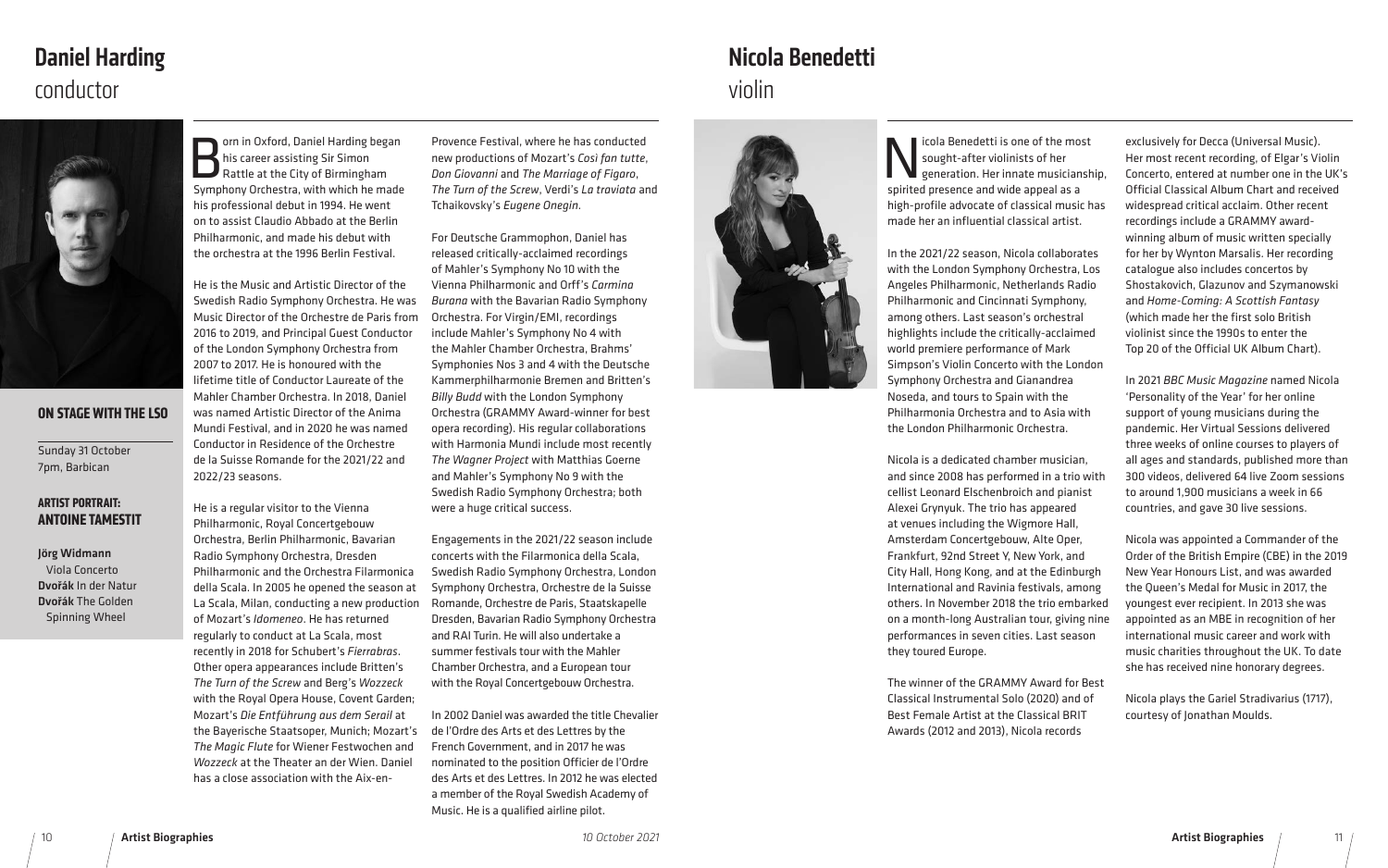# Daniel Harding

## conductor

### ON STAGE WITH THE LSO

Sunday 31 October
7pm, Barbican

### ARTIST PORTRAIT: ANTOINE TAMESTIT

**Jörg Widmann** Viola Concerto
**Dvořák** In der Natur
**Dvořák** The Golden Spinning Wheel

Born in Oxford, Daniel Harding began his career assisting Sir Simon Rattle at the City of Birmingham Symphony Orchestra, with which he made his professional debut in 1994. He went on to assist Claudio Abbado at the Berlin Philharmonic, and made his debut with the orchestra at the 1996 Berlin Festival.

He is the Music and Artistic Director of the Swedish Radio Symphony Orchestra. He was Music Director of the Orchestre de Paris from 2016 to 2019, and Principal Guest Conductor of the London Symphony Orchestra from 2007 to 2017. He is honoured with the lifetime title of Conductor Laureate of the Mahler Chamber Orchestra. In 2018, Daniel was named Artistic Director of the Anima Mundi Festival, and in 2020 he was named Conductor in Residence of the Orchestre de la Suisse Romande for the 2021/22 and 2022/23 seasons.

He is a regular visitor to the Vienna Philharmonic, Royal Concertgebouw Orchestra, Berlin Philharmonic, Bavarian Radio Symphony Orchestra, Dresden Philharmonic and the Orchestra Filarmonica della Scala. In 2005 he opened the season at La Scala, Milan, conducting a new production of Mozart's *Idomeneo*. He has returned regularly to conduct at La Scala, most recently in 2018 for Schubert's *Fierrabras*. Other opera appearances include Britten's *The Turn of the Screw* and Berg's *Wozzeck* with the Royal Opera House, Covent Garden; Mozart's *Die Entführung aus dem Serail* at the Bayerische Staatsoper, Munich; Mozart's *The Magic Flute* for Wiener Festwochen and *Wozzeck* at the Theater an der Wien. Daniel has a close association with the Aix-en-Provence Festival, where he has conducted new productions of Mozart's *Cosi fan tutte*, *Don Giovanni* and *The Marriage of Figaro*, *The Turn of the Screw*, Verdi's *La traviata* and Tchaikovsky's *Eugene Onegin*.

For Deutsche Grammophon, Daniel has released critically-acclaimed recordings of Mahler's Symphony No 10 with the Vienna Philharmonic and Orff's *Carmina Burana* with the Bavarian Radio Symphony Orchestra. For Virgin/EMI, recordings include Mahler's Symphony No 4 with the Mahler Chamber Orchestra, Brahms' Symphonies Nos 3 and 4 with the Deutsche Kammerphilharmonie Bremen and Britten's *Billy Budd* with the London Symphony Orchestra (GRAMMY Award-winner for best opera recording). His regular collaborations with Harmonia Mundi include most recently *The Wagner Project* with Matthias Goerne and Mahler's Symphony No 9 with the Swedish Radio Symphony Orchestra; both were a huge critical success.

Engagements in the 2021/22 season include concerts with the Filarmonica della Scala, Swedish Radio Symphony Orchestra, London Symphony Orchestra, Orchestre de la Suisse Romande, Orchestre de Paris, Staatskapelle Dresden, Bavarian Radio Symphony Orchestra and RAI Turin. He will also undertake a summer festivals tour with the Mahler Chamber Orchestra, and a European tour with the Royal Concertgebouw Orchestra.

In 2002 Daniel was awarded the title Chevalier de l'Ordre des Arts et des Lettres by the French Government, and in 2017 he was nominated to the position Officier de l'Ordre des Arts et des Lettres. In 2012 he was elected a member of the Royal Swedish Academy of Music. He is a qualified airline pilot.

# Nicola Benedetti

## violin

Nicola Benedetti is one of the most sought-after violinists of her generation. Her innate musicianship, spirited presence and wide appeal as a high-profile advocate of classical music has made her an influential classical artist.

In the 2021/22 season, Nicola collaborates with the London Symphony Orchestra, Los Angeles Philharmonic, Netherlands Radio Philharmonic and Cincinnati Symphony, among others. Last season's orchestral highlights include the critically-acclaimed world premiere performance of Mark Simpson's Violin Concerto with the London Symphony Orchestra and Gianandrea Noseda, and tours to Spain with the Philharmonia Orchestra and to Asia with the London Philharmonic Orchestra.

Nicola is a dedicated chamber musician, and since 2008 has performed in a trio with cellist Leonard Elschenbroich and pianist Alexei Grynyuk. The trio has appeared at venues including the Wigmore Hall, Amsterdam Concertgebouw, Alte Oper, Frankfurt, 92nd Street Y, New York, and City Hall, Hong Kong, and at the Edinburgh International and Ravinia festivals, among others. In November 2018 the trio embarked on a month-long Australian tour, giving nine performances in seven cities. Last season they toured Europe.

The winner of the GRAMMY Award for Best Classical Instrumental Solo (2020) and of Best Female Artist at the Classical BRIT Awards (2012 and 2013), Nicola records exclusively for Decca (Universal Music). Her most recent recording, of Elgar's Violin Concerto, entered at number one in the UK's Official Classical Album Chart and received widespread critical acclaim. Other recent recordings include a GRAMMY award-winning album of music written specially for her by Wynton Marsalis. Her recording catalogue also includes concertos by Shostakovich, Glazunov and Szymanowski and *Home-Coming: A Scottish Fantasy* (which made her the first solo British violinist since the 1990s to enter the Top 20 of the Official UK Album Chart).

In 2021 *BBC Music Magazine* named Nicola 'Personality of the Year' for her online support of young musicians during the pandemic. Her Virtual Sessions delivered three weeks of online courses to players of all ages and standards, published more than 300 videos, delivered 64 live Zoom sessions to around 1,900 musicians a week in 66 countries, and gave 30 live sessions.

Nicola was appointed a Commander of the Order of the British Empire (CBE) in the 2019 New Year Honours List, and was awarded the Queen's Medal for Music in 2017, the youngest ever recipient. In 2013 she was appointed as an MBE in recognition of her international music career and work with music charities throughout the UK. To date she has received nine honorary degrees.

Nicola plays the Gariel Stradivarius (1717), courtesy of Jonathan Moulds.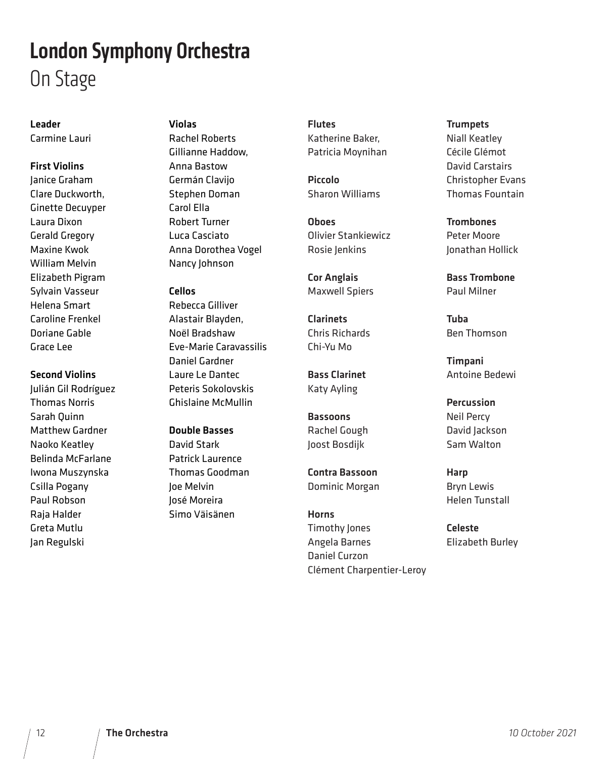# London Symphony Orchestra

## On Stage

**Leader**
Carmine Lauri

**First Violins**
Janice Graham
Clare Duckworth,
Ginette Decuyper
Laura Dixon
Gerald Gregory
Maxine Kwok
William Melvin
Elizabeth Pigram
Sylvain Vasseur
Helena Smart
Caroline Frenkel
Doriane Gable
Grace Lee

**Second Violins**
Julián Gil Rodríguez
Thomas Norris
Sarah Quinn
Matthew Gardner
Naoko Keatley
Belinda McFarlane
Iwona Muszynska
Csilla Pogany
Paul Robson
Raja Halder
Greta Mutlu
Jan Regulski

**Violas**
Rachel Roberts
Gillianne Haddow,
Anna Bastow
Germán Clavijo
Stephen Doman
Carol Ella
Robert Turner
Luca Casciato
Anna Dorothea Vogel
Nancy Johnson

**Cellos**
Rebecca Gilliver
Alastair Blayden,
Noël Bradshaw
Eve-Marie Caravassilis
Daniel Gardner
Laure Le Dantec
Peteris Sokolovskis
Ghislaine McMullin

**Double Basses**
David Stark
Patrick Laurence
Thomas Goodman
Joe Melvin
José Moreira
Simo Väisänen

**Flutes**
Katherine Baker,
Patricia Moynihan

**Piccolo**
Sharon Williams

**Oboes**
Olivier Stankiewicz
Rosie Jenkins

**Cor Anglais**
Maxwell Spiers

**Clarinets**
Chris Richards
Chi-Yu Mo

**Bass Clarinet**
Katy Ayling

**Bassoons**
Rachel Gough
Joost Bosdijk

**Contra Bassoon**
Dominic Morgan

**Horns**
Timothy Jones
Angela Barnes
Daniel Curzon
Clément Charpentier-Leroy

**Trumpets**
Niall Keatley
Cécile Glémot
David Carstairs
Christopher Evans
Thomas Fountain

**Trombones**
Peter Moore
Jonathan Hollick

**Bass Trombone**
Paul Milner

**Tuba**
Ben Thomson

**Timpani**
Antoine Bedewi

**Percussion**
Neil Percy
David Jackson
Sam Walton

**Harp**
Bryn Lewis
Helen Tunstall

**Celeste**
Elizabeth Burley